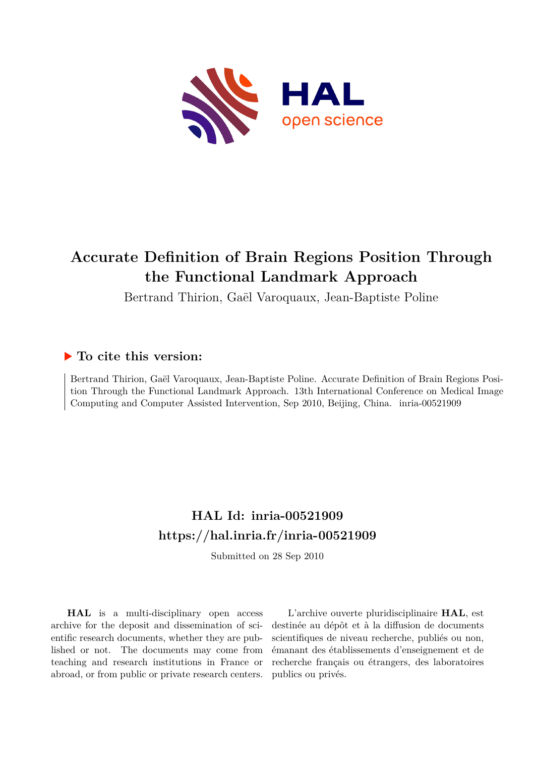# Accurate Definition of Brain Regions Position Through the Functional Landmark Approach

Bertrand Thirion, Gaël Varoquaux, Jean-Baptiste Poline

## To cite this version:

Bertrand Thirion, Gaël Varoquaux, Jean-Baptiste Poline. Accurate Definition of Brain Regions Position Through the Functional Landmark Approach. 13th International Conference on Medical Image Computing and Computer Assisted Intervention, Sep 2010, Beijing, China. inria-00521909

## HAL Id: inria-00521909
## https://hal.inria.fr/inria-00521909

Submitted on 28 Sep 2010

**HAL** is a multi-disciplinary open access archive for the deposit and dissemination of scientific research documents, whether they are published or not. The documents may come from teaching and research institutions in France or abroad, or from public or private research centers.

L'archive ouverte pluridisciplinaire **HAL**, est destinée au dépôt et à la diffusion de documents scientifiques de niveau recherche, publiés ou non, émanant des établissements d'enseignement et de recherche français ou étrangers, des laboratoires publics ou privés.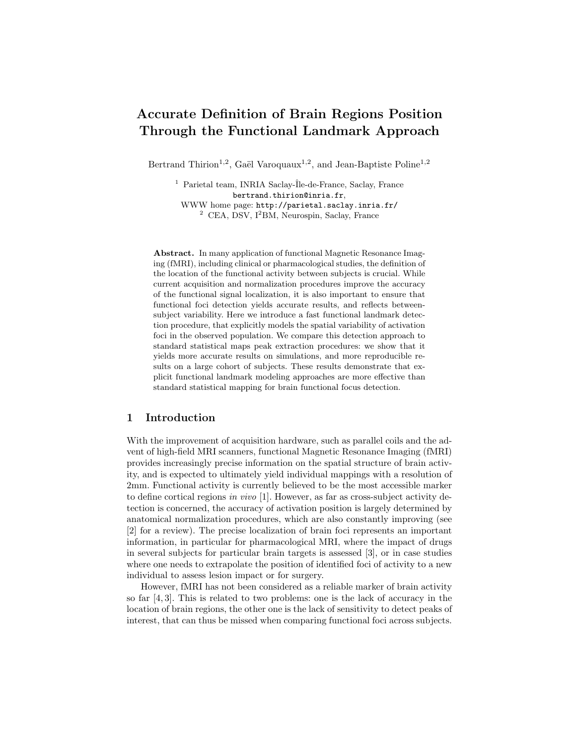# Accurate Definition of Brain Regions Position Through the Functional Landmark Approach

Bertrand Thirion[1,2], Gaël Varoquaux[1,2], and Jean-Baptiste Poline[1,2]

[1] Parietal team, INRIA Saclay-Île-de-France, Saclay, France
bertrand.thirion@inria.fr,
WWW home page: http://parietal.saclay.inria.fr/
[2] CEA, DSV, I$^2$BM, Neurospin, Saclay, France

**Abstract.** In many application of functional Magnetic Resonance Imaging (fMRI), including clinical or pharmacological studies, the definition of the location of the functional activity between subjects is crucial. While current acquisition and normalization procedures improve the accuracy of the functional signal localization, it is also important to ensure that functional foci detection yields accurate results, and reflects between-subject variability. Here we introduce a fast functional landmark detection procedure, that explicitly models the spatial variability of activation foci in the observed population. We compare this detection approach to standard statistical maps peak extraction procedures: we show that it yields more accurate results on simulations, and more reproducible results on a large cohort of subjects. These results demonstrate that explicit functional landmark modeling approaches are more effective than standard statistical mapping for brain functional focus detection.

## 1 Introduction

With the improvement of acquisition hardware, such as parallel coils and the advent of high-field MRI scanners, functional Magnetic Resonance Imaging (fMRI) provides increasingly precise information on the spatial structure of brain activity, and is expected to ultimately yield individual mappings with a resolution of 2mm. Functional activity is currently believed to be the most accessible marker to define cortical regions *in vivo* [1]. However, as far as cross-subject activity detection is concerned, the accuracy of activation position is largely determined by anatomical normalization procedures, which are also constantly improving (see [2] for a review). The precise localization of brain foci represents an important information, in particular for pharmacological MRI, where the impact of drugs in several subjects for particular brain targets is assessed [3], or in case studies where one needs to extrapolate the position of identified foci of activity to a new individual to assess lesion impact or for surgery.

However, fMRI has not been considered as a reliable marker of brain activity so far [4, 3]. This is related to two problems: one is the lack of accuracy in the location of brain regions, the other one is the lack of sensitivity to detect peaks of interest, that can thus be missed when comparing functional foci across subjects.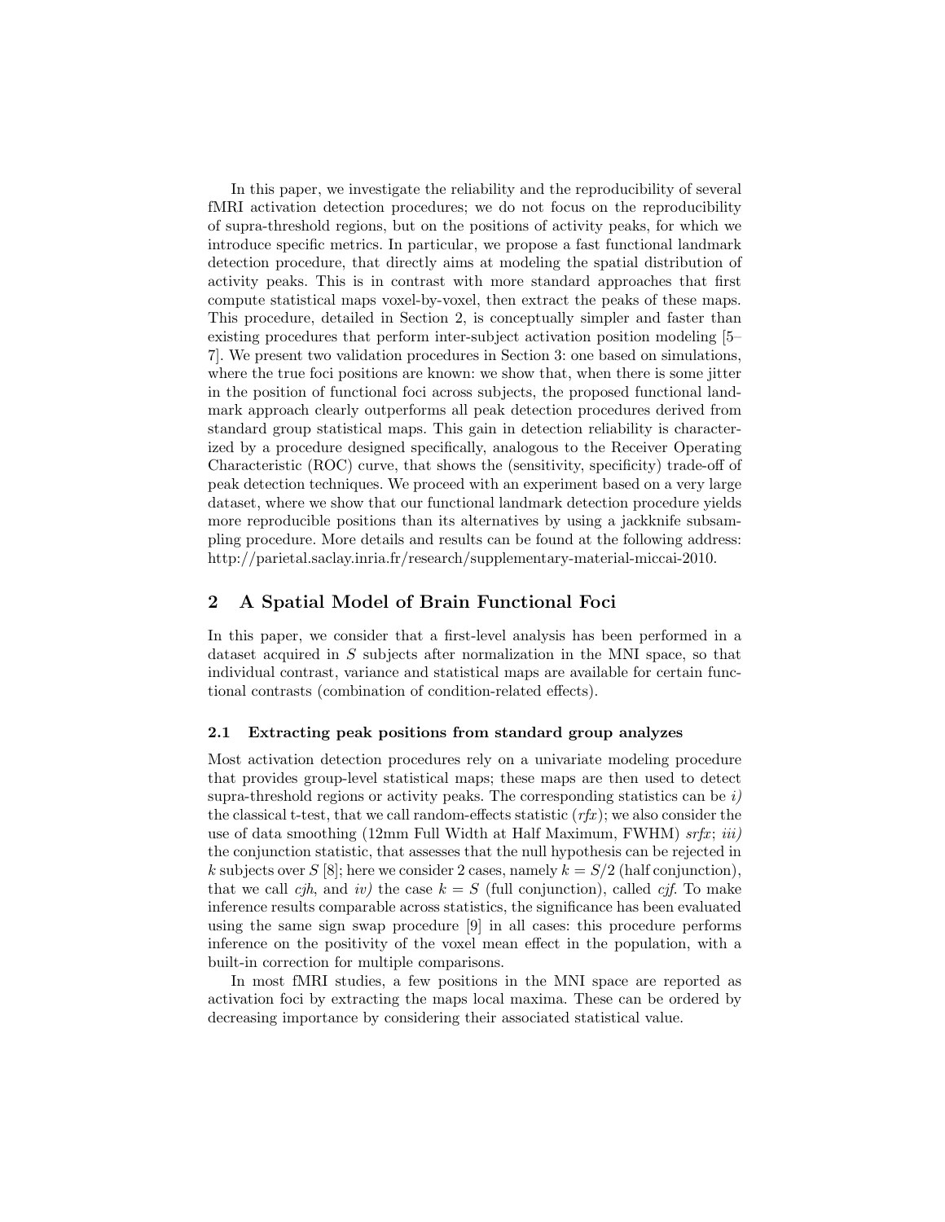In this paper, we investigate the reliability and the reproducibility of several fMRI activation detection procedures; we do not focus on the reproducibility of supra-threshold regions, but on the positions of activity peaks, for which we introduce specific metrics. In particular, we propose a fast functional landmark detection procedure, that directly aims at modeling the spatial distribution of activity peaks. This is in contrast with more standard approaches that first compute statistical maps voxel-by-voxel, then extract the peaks of these maps. This procedure, detailed in Section 2, is conceptually simpler and faster than existing procedures that perform inter-subject activation position modeling [5–7]. We present two validation procedures in Section 3: one based on simulations, where the true foci positions are known: we show that, when there is some jitter in the position of functional foci across subjects, the proposed functional landmark approach clearly outperforms all peak detection procedures derived from standard group statistical maps. This gain in detection reliability is characterized by a procedure designed specifically, analogous to the Receiver Operating Characteristic (ROC) curve, that shows the (sensitivity, specificity) trade-off of peak detection techniques. We proceed with an experiment based on a very large dataset, where we show that our functional landmark detection procedure yields more reproducible positions than its alternatives by using a jackknife subsampling procedure. More details and results can be found at the following address: http://parietal.saclay.inria.fr/research/supplementary-material-miccai-2010.

## 2 A Spatial Model of Brain Functional Foci

In this paper, we consider that a first-level analysis has been performed in a dataset acquired in $S$ subjects after normalization in the MNI space, so that individual contrast, variance and statistical maps are available for certain functional contrasts (combination of condition-related effects).

### 2.1 Extracting peak positions from standard group analyzes

Most activation detection procedures rely on a univariate modeling procedure that provides group-level statistical maps; these maps are then used to detect supra-threshold regions or activity peaks. The corresponding statistics can be *i)* the classical t-test, that we call random-effects statistic (*rfx*); we also consider the use of data smoothing (12mm Full Width at Half Maximum, FWHM) *srfx*; *iii)* the conjunction statistic, that assesses that the null hypothesis can be rejected in $k$ subjects over $S$ [8]; here we consider 2 cases, namely $k = S/2$ (half conjunction), that we call *cjh*, and *iv)* the case $k = S$ (full conjunction), called *cjf*. To make inference results comparable across statistics, the significance has been evaluated using the same sign swap procedure [9] in all cases: this procedure performs inference on the positivity of the voxel mean effect in the population, with a built-in correction for multiple comparisons.

In most fMRI studies, a few positions in the MNI space are reported as activation foci by extracting the maps local maxima. These can be ordered by decreasing importance by considering their associated statistical value.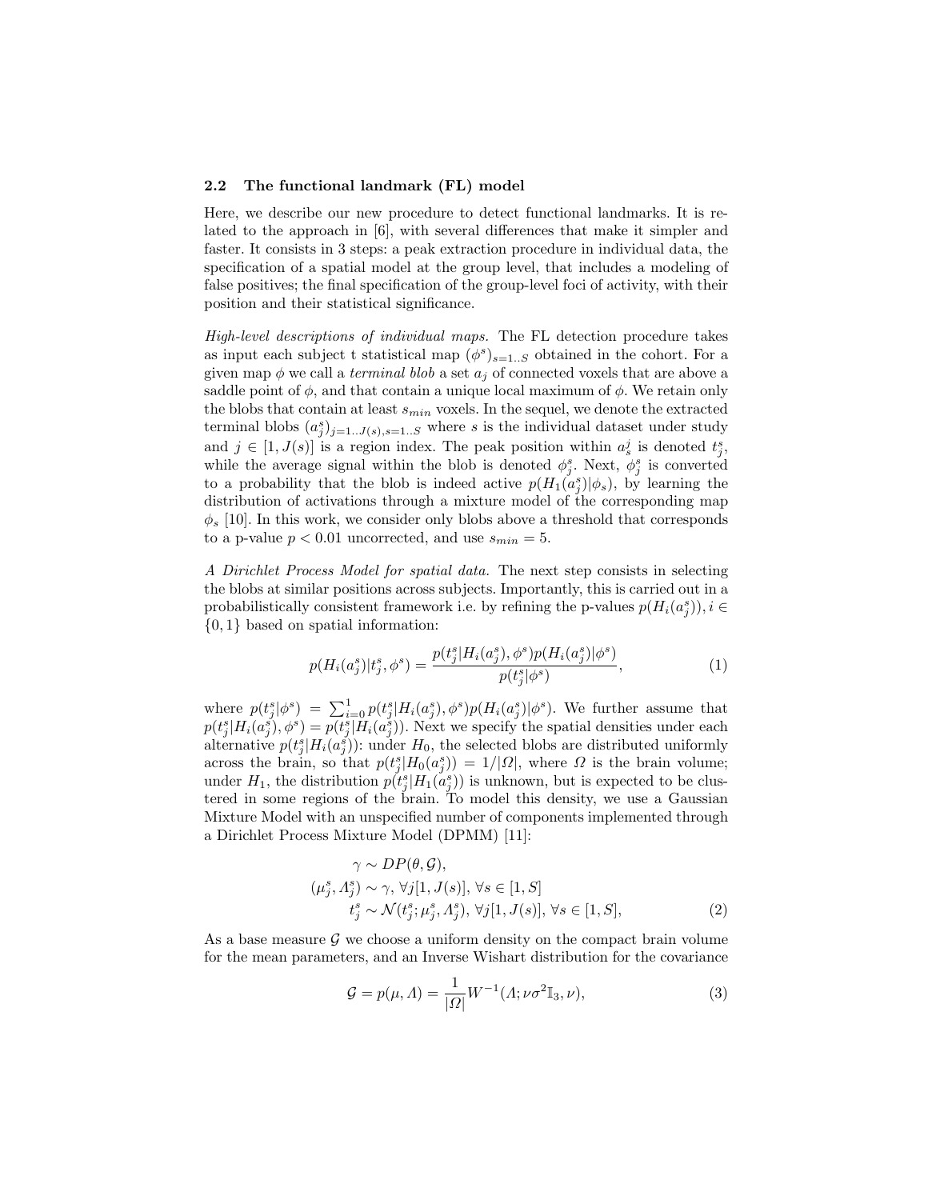### 2.2 The functional landmark (FL) model

Here, we describe our new procedure to detect functional landmarks. It is related to the approach in [6], with several differences that make it simpler and faster. It consists in 3 steps: a peak extraction procedure in individual data, the specification of a spatial model at the group level, that includes a modeling of false positives; the final specification of the group-level foci of activity, with their position and their statistical significance.

*High-level descriptions of individual maps.* The FL detection procedure takes as input each subject t statistical map $(\phi^s)_{s=1..S}$ obtained in the cohort. For a given map $\phi$ we call a *terminal blob* a set $a_j$ of connected voxels that are above a saddle point of $\phi$, and that contain a unique local maximum of $\phi$. We retain only the blobs that contain at least $s_{min}$ voxels. In the sequel, we denote the extracted terminal blobs $(a_j^s)_{j=1..J(s),s=1..S}$ where $s$ is the individual dataset under study and $j \in [1, J(s)]$ is a region index. The peak position within $a_s^j$ is denoted $t_j^s$, while the average signal within the blob is denoted $\phi_j^s$. Next, $\phi_j^s$ is converted to a probability that the blob is indeed active $p(H_1(a_j^s)|\phi_s)$, by learning the distribution of activations through a mixture model of the corresponding map $\phi_s$ [10]. In this work, we consider only blobs above a threshold that corresponds to a p-value $p < 0.01$ uncorrected, and use $s_{min} = 5$.

*A Dirichlet Process Model for spatial data.* The next step consists in selecting the blobs at similar positions across subjects. Importantly, this is carried out in a probabilistically consistent framework i.e. by refining the p-values $p(H_i(a_j^s)), i \in \{0, 1\}$ based on spatial information:

$$p(H_i(a_j^s)|t_j^s, \phi^s) = \frac{p(t_j^s|H_i(a_j^s), \phi^s)p(H_i(a_j^s)|\phi^s)}{p(t_j^s|\phi^s)}, \tag{1}$$

where $p(t_j^s|\phi^s) = \sum_{i=0}^{1} p(t_j^s|H_i(a_j^s), \phi^s)p(H_i(a_j^s)|\phi^s)$. We further assume that $p(t_j^s|H_i(a_j^s), \phi^s) = p(t_j^s|H_i(a_j^s))$. Next we specify the spatial densities under each alternative $p(t_j^s|H_i(a_j^s))$: under $H_0$, the selected blobs are distributed uniformly across the brain, so that $p(t_j^s|H_0(a_j^s)) = 1/|\Omega|$, where $\Omega$ is the brain volume; under $H_1$, the distribution $p(t_j^s|H_1(a_j^s))$ is unknown, but is expected to be clustered in some regions of the brain. To model this density, we use a Gaussian Mixture Model with an unspecified number of components implemented through a Dirichlet Process Mixture Model (DPMM) [11]:

$$\begin{aligned}
\gamma &\sim DP(\theta, \mathcal{G}), \\
(\mu_j^s, \Lambda_j^s) &\sim \gamma, \; \forall j[1, J(s)], \; \forall s \in [1, S] \\
t_j^s &\sim \mathcal{N}(t_j^s; \mu_j^s, \Lambda_j^s), \; \forall j[1, J(s)], \; \forall s \in [1, S],
\end{aligned} \tag{2}$$

As a base measure $\mathcal{G}$ we choose a uniform density on the compact brain volume for the mean parameters, and an Inverse Wishart distribution for the covariance

$$\mathcal{G} = p(\mu, \Lambda) = \frac{1}{|\Omega|} W^{-1}(\Lambda; \nu\sigma^2 \mathbb{I}_3, \nu), \tag{3}$$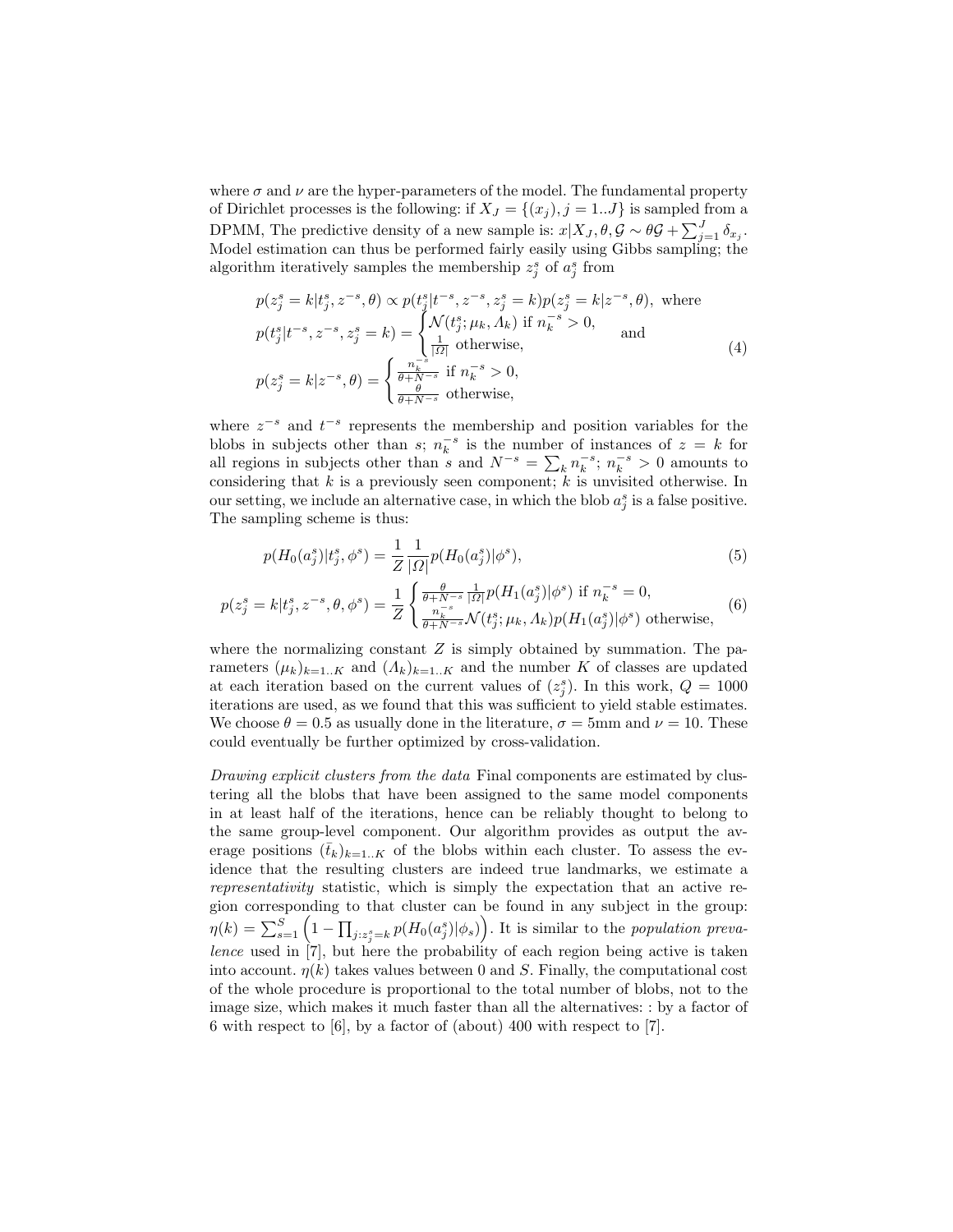where $\sigma$ and $\nu$ are the hyper-parameters of the model. The fundamental property of Dirichlet processes is the following: if $X_J = \{(x_j), j = 1..J\}$ is sampled from a DPMM, The predictive density of a new sample is: $x|X_J, \theta, \mathcal{G} \sim \theta\mathcal{G} + \sum_{j=1}^{J} \delta_{x_j}$. Model estimation can thus be performed fairly easily using Gibbs sampling; the algorithm iteratively samples the membership $z_j^s$ of $a_j^s$ from

$$
\begin{aligned}
&p(z_j^s = k|t_j^s, z^{-s}, \theta) \propto p(t_j^s|t^{-s}, z^{-s}, z_j^s = k)p(z_j^s = k|z^{-s}, \theta), \text{ where} \\
&p(t_j^s|t^{-s}, z^{-s}, z_j^s = k) = \begin{cases} \mathcal{N}(t_j^s; \mu_k, \Lambda_k) \text{ if } n_k^{-s} > 0, \\ \frac{1}{|\Omega|} \text{ otherwise,} \end{cases} \quad \text{and} \\
&p(z_j^s = k|z^{-s}, \theta) = \begin{cases} \frac{n_k^{-s}}{\theta + N^{-s}} \text{ if } n_k^{-s} > 0, \\ \frac{\theta}{\theta + N^{-s}} \text{ otherwise,} \end{cases}
\end{aligned}
\tag{4}
$$

where $z^{-s}$ and $t^{-s}$ represents the membership and position variables for the blobs in subjects other than $s$; $n_k^{-s}$ is the number of instances of $z = k$ for all regions in subjects other than $s$ and $N^{-s} = \sum_k n_k^{-s}$; $n_k^{-s} > 0$ amounts to considering that $k$ is a previously seen component; $k$ is unvisited otherwise. In our setting, we include an alternative case, in which the blob $a_j^s$ is a false positive. The sampling scheme is thus:

$$
p(H_0(a_j^s)|t_j^s, \phi^s) = \frac{1}{Z} \frac{1}{|\Omega|} p(H_0(a_j^s)|\phi^s), \tag{5}
$$

$$
p(z_j^s = k|t_j^s, z^{-s}, \theta, \phi^s) = \frac{1}{Z} \begin{cases} \frac{\theta}{\theta + N^{-s}} \frac{1}{|\Omega|} p(H_1(a_j^s)|\phi^s) \text{ if } n_k^{-s} = 0, \\ \frac{n_k^{-s}}{\theta + N^{-s}} \mathcal{N}(t_j^s; \mu_k, \Lambda_k) p(H_1(a_j^s)|\phi^s) \text{ otherwise,} \end{cases} \tag{6}
$$

where the normalizing constant $Z$ is simply obtained by summation. The parameters $(\mu_k)_{k=1..K}$ and $(\Lambda_k)_{k=1..K}$ and the number $K$ of classes are updated at each iteration based on the current values of $(z_j^s)$. In this work, $Q = 1000$ iterations are used, as we found that this was sufficient to yield stable estimates. We choose $\theta = 0.5$ as usually done in the literature, $\sigma = 5$mm and $\nu = 10$. These could eventually be further optimized by cross-validation.

*Drawing explicit clusters from the data* Final components are estimated by clustering all the blobs that have been assigned to the same model components in at least half of the iterations, hence can be reliably thought to belong to the same group-level component. Our algorithm provides as output the average positions $(\bar{t}_k)_{k=1..K}$ of the blobs within each cluster. To assess the evidence that the resulting clusters are indeed true landmarks, we estimate a *representativity* statistic, which is simply the expectation that an active region corresponding to that cluster can be found in any subject in the group: $\eta(k) = \sum_{s=1}^{S} \left(1 - \prod_{j:z_j^s = k} p(H_0(a_j^s)|\phi_s)\right)$. It is similar to the *population prevalence* used in [7], but here the probability of each region being active is taken into account. $\eta(k)$ takes values between 0 and $S$. Finally, the computational cost of the whole procedure is proportional to the total number of blobs, not to the image size, which makes it much faster than all the alternatives: : by a factor of 6 with respect to [6], by a factor of (about) 400 with respect to [7].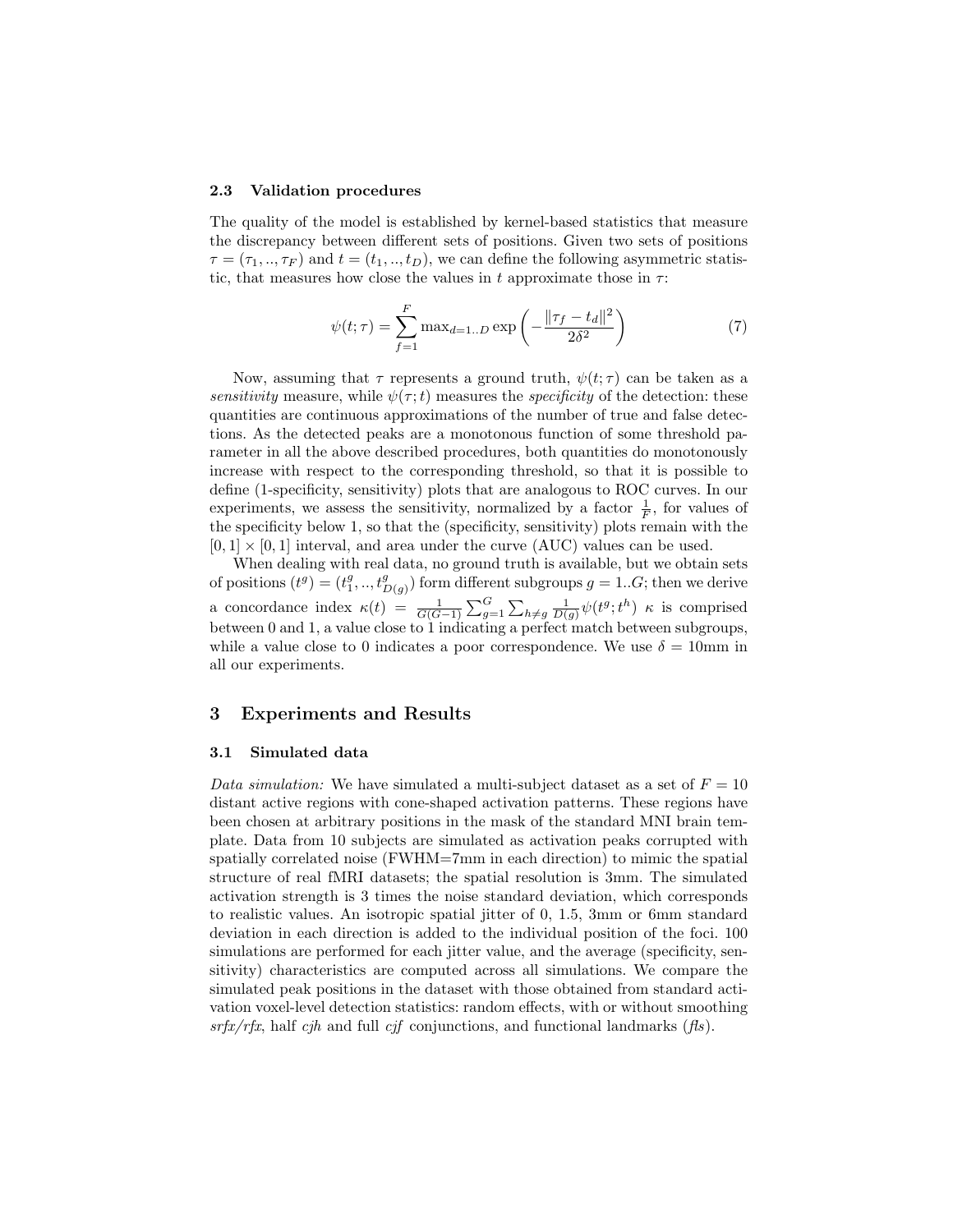### 2.3 Validation procedures

The quality of the model is established by kernel-based statistics that measure the discrepancy between different sets of positions. Given two sets of positions $\tau = (\tau_1, .., \tau_F)$ and $t = (t_1, .., t_D)$, we can define the following asymmetric statistic, that measures how close the values in $t$ approximate those in $\tau$:

$$\psi(t; \tau) = \sum_{f=1}^{F} \max_{d=1..D} \exp\left(-\frac{\|\tau_f - t_d\|^2}{2\delta^2}\right) \tag{7}$$

Now, assuming that $\tau$ represents a ground truth, $\psi(t; \tau)$ can be taken as a *sensitivity* measure, while $\psi(\tau; t)$ measures the *specificity* of the detection: these quantities are continuous approximations of the number of true and false detections. As the detected peaks are a monotonous function of some threshold parameter in all the above described procedures, both quantities do monotonously increase with respect to the corresponding threshold, so that it is possible to define (1-specificity, sensitivity) plots that are analogous to ROC curves. In our experiments, we assess the sensitivity, normalized by a factor $\frac{1}{F}$, for values of the specificity below 1, so that the (specificity, sensitivity) plots remain with the $[0, 1] \times [0, 1]$ interval, and area under the curve (AUC) values can be used.

When dealing with real data, no ground truth is available, but we obtain sets of positions $(t^g) = (t^g_1, .., t^g_{D(g)})$ form different subgroups $g = 1..G$; then we derive a concordance index $\kappa(t) = \frac{1}{G(G-1)} \sum_{g=1}^{G} \sum_{h \neq g} \frac{1}{D(g)} \psi(t^g; t^h)$ $\kappa$ is comprised between 0 and 1, a value close to 1 indicating a perfect match between subgroups, while a value close to 0 indicates a poor correspondence. We use $\delta = 10$mm in all our experiments.

## 3 Experiments and Results

### 3.1 Simulated data

*Data simulation:* We have simulated a multi-subject dataset as a set of $F = 10$ distant active regions with cone-shaped activation patterns. These regions have been chosen at arbitrary positions in the mask of the standard MNI brain template. Data from 10 subjects are simulated as activation peaks corrupted with spatially correlated noise (FWHM=7mm in each direction) to mimic the spatial structure of real fMRI datasets; the spatial resolution is 3mm. The simulated activation strength is 3 times the noise standard deviation, which corresponds to realistic values. An isotropic spatial jitter of 0, 1.5, 3mm or 6mm standard deviation in each direction is added to the individual position of the foci. 100 simulations are performed for each jitter value, and the average (specificity, sensitivity) characteristics are computed across all simulations. We compare the simulated peak positions in the dataset with those obtained from standard activation voxel-level detection statistics: random effects, with or without smoothing *srfx/rfx*, half *cjh* and full *cjf* conjunctions, and functional landmarks (*fls*).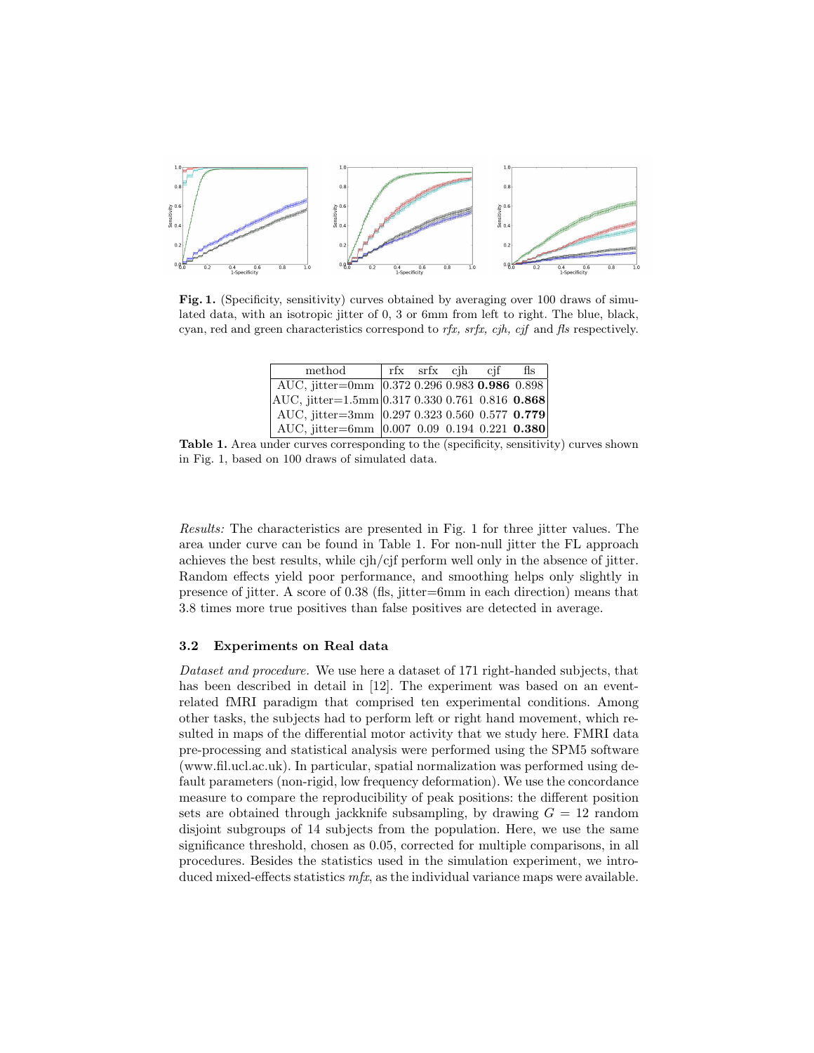**Fig. 1.** (Specificity, sensitivity) curves obtained by averaging over 100 draws of simulated data, with an isotropic jitter of 0, 3 or 6mm from left to right. The blue, black, cyan, red and green characteristics correspond to *rfx, srfx, cjh, cjf* and *fls* respectively.

| method | rfx | srfx | cjh | cjf | fls |
|---|---|---|---|---|---|
| AUC, jitter=0mm | 0.372 | 0.296 | 0.983 | **0.986** | 0.898 |
| AUC, jitter=1.5mm | 0.317 | 0.330 | 0.761 | 0.816 | **0.868** |
| AUC, jitter=3mm | 0.297 | 0.323 | 0.560 | 0.577 | **0.779** |
| AUC, jitter=6mm | 0.007 | 0.09 | 0.194 | 0.221 | **0.380** |

**Table 1.** Area under curves corresponding to the (specificity, sensitivity) curves shown in Fig. 1, based on 100 draws of simulated data.

*Results:* The characteristics are presented in Fig. 1 for three jitter values. The area under curve can be found in Table 1. For non-null jitter the FL approach achieves the best results, while cjh/cjf perform well only in the absence of jitter. Random effects yield poor performance, and smoothing helps only slightly in presence of jitter. A score of 0.38 (fls, jitter=6mm in each direction) means that 3.8 times more true positives than false positives are detected in average.

### 3.2 Experiments on Real data

*Dataset and procedure.* We use here a dataset of 171 right-handed subjects, that has been described in detail in [12]. The experiment was based on an event-related fMRI paradigm that comprised ten experimental conditions. Among other tasks, the subjects had to perform left or right hand movement, which resulted in maps of the differential motor activity that we study here. FMRI data pre-processing and statistical analysis were performed using the SPM5 software (www.fil.ucl.ac.uk). In particular, spatial normalization was performed using default parameters (non-rigid, low frequency deformation). We use the concordance measure to compare the reproducibility of peak positions: the different position sets are obtained through jackknife subsampling, by drawing $G = 12$ random disjoint subgroups of 14 subjects from the population. Here, we use the same significance threshold, chosen as 0.05, corrected for multiple comparisons, in all procedures. Besides the statistics used in the simulation experiment, we introduced mixed-effects statistics *mfx*, as the individual variance maps were available.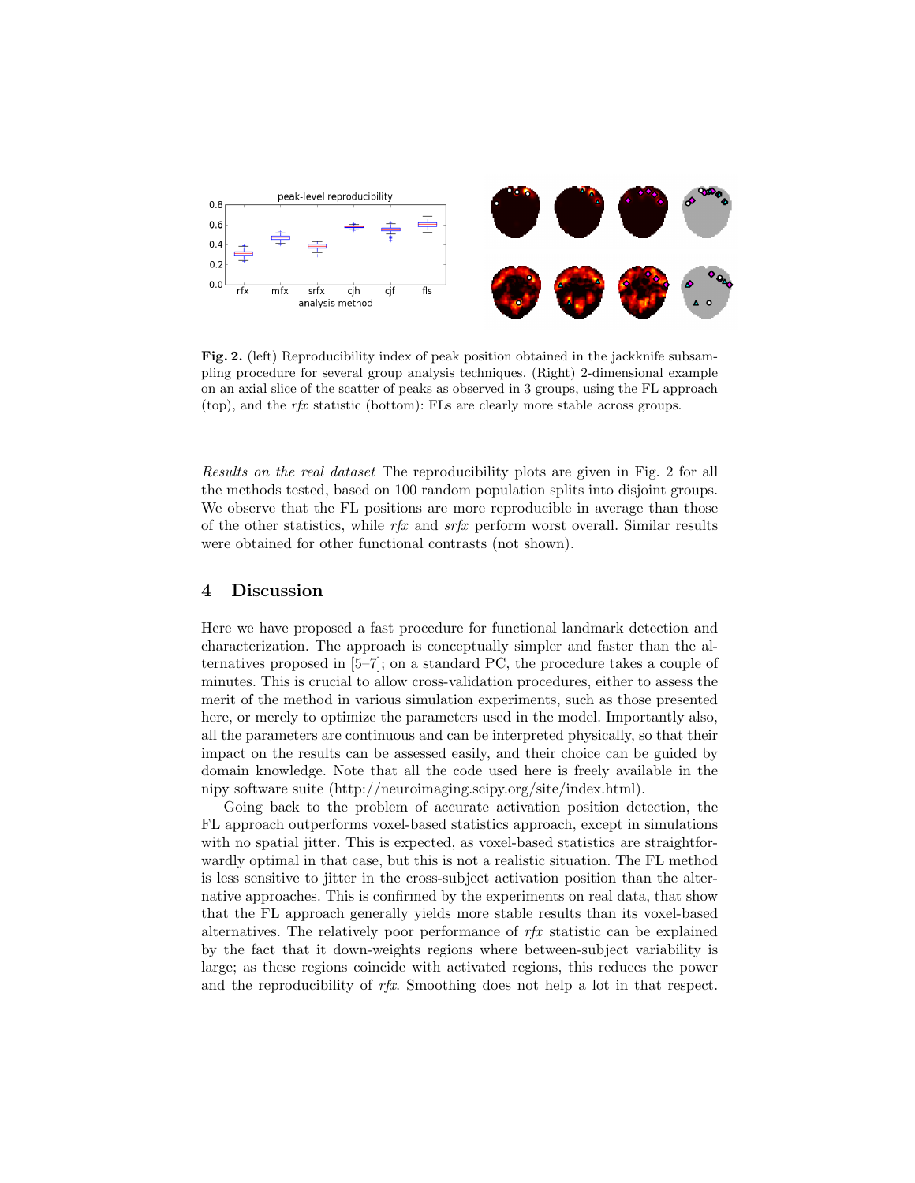**Fig. 2.** (left) Reproducibility index of peak position obtained in the jackknife subsampling procedure for several group analysis techniques. (Right) 2-dimensional example on an axial slice of the scatter of peaks as observed in 3 groups, using the FL approach (top), and the *rfx* statistic (bottom): FLs are clearly more stable across groups.

*Results on the real dataset* The reproducibility plots are given in Fig. 2 for all the methods tested, based on 100 random population splits into disjoint groups. We observe that the FL positions are more reproducible in average than those of the other statistics, while *rfx* and *srfx* perform worst overall. Similar results were obtained for other functional contrasts (not shown).

## 4 Discussion

Here we have proposed a fast procedure for functional landmark detection and characterization. The approach is conceptually simpler and faster than the alternatives proposed in [5–7]; on a standard PC, the procedure takes a couple of minutes. This is crucial to allow cross-validation procedures, either to assess the merit of the method in various simulation experiments, such as those presented here, or merely to optimize the parameters used in the model. Importantly also, all the parameters are continuous and can be interpreted physically, so that their impact on the results can be assessed easily, and their choice can be guided by domain knowledge. Note that all the code used here is freely available in the nipy software suite (http://neuroimaging.scipy.org/site/index.html).

Going back to the problem of accurate activation position detection, the FL approach outperforms voxel-based statistics approach, except in simulations with no spatial jitter. This is expected, as voxel-based statistics are straightforwardly optimal in that case, but this is not a realistic situation. The FL method is less sensitive to jitter in the cross-subject activation position than the alternative approaches. This is confirmed by the experiments on real data, that show that the FL approach generally yields more stable results than its voxel-based alternatives. The relatively poor performance of *rfx* statistic can be explained by the fact that it down-weights regions where between-subject variability is large; as these regions coincide with activated regions, this reduces the power and the reproducibility of *rfx*. Smoothing does not help a lot in that respect.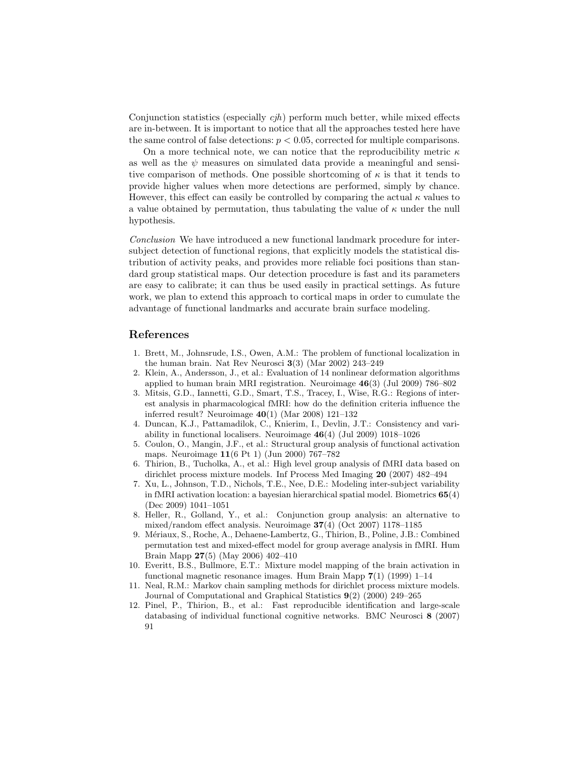Conjunction statistics (especially *cjh*) perform much better, while mixed effects are in-between. It is important to notice that all the approaches tested here have the same control of false detections: $p < 0.05$, corrected for multiple comparisons.

On a more technical note, we can notice that the reproducibility metric $\kappa$ as well as the $\psi$ measures on simulated data provide a meaningful and sensitive comparison of methods. One possible shortcoming of $\kappa$ is that it tends to provide higher values when more detections are performed, simply by chance. However, this effect can easily be controlled by comparing the actual $\kappa$ values to a value obtained by permutation, thus tabulating the value of $\kappa$ under the null hypothesis.

*Conclusion* We have introduced a new functional landmark procedure for inter-subject detection of functional regions, that explicitly models the statistical distribution of activity peaks, and provides more reliable foci positions than standard group statistical maps. Our detection procedure is fast and its parameters are easy to calibrate; it can thus be used easily in practical settings. As future work, we plan to extend this approach to cortical maps in order to cumulate the advantage of functional landmarks and accurate brain surface modeling.

## References

1. Brett, M., Johnsrude, I.S., Owen, A.M.: The problem of functional localization in the human brain. Nat Rev Neurosci **3**(3) (Mar 2002) 243–249
2. Klein, A., Andersson, J., et al.: Evaluation of 14 nonlinear deformation algorithms applied to human brain MRI registration. Neuroimage **46**(3) (Jul 2009) 786–802
3. Mitsis, G.D., Iannetti, G.D., Smart, T.S., Tracey, I., Wise, R.G.: Regions of interest analysis in pharmacological fMRI: how do the definition criteria influence the inferred result? Neuroimage **40**(1) (Mar 2008) 121–132
4. Duncan, K.J., Pattamadilok, C., Knierim, I., Devlin, J.T.: Consistency and variability in functional localisers. Neuroimage **46**(4) (Jul 2009) 1018–1026
5. Coulon, O., Mangin, J.F., et al.: Structural group analysis of functional activation maps. Neuroimage **11**(6 Pt 1) (Jun 2000) 767–782
6. Thirion, B., Tucholka, A., et al.: High level group analysis of fMRI data based on dirichlet process mixture models. Inf Process Med Imaging **20** (2007) 482–494
7. Xu, L., Johnson, T.D., Nichols, T.E., Nee, D.E.: Modeling inter-subject variability in fMRI activation location: a bayesian hierarchical spatial model. Biometrics **65**(4) (Dec 2009) 1041–1051
8. Heller, R., Golland, Y., et al.: Conjunction group analysis: an alternative to mixed/random effect analysis. Neuroimage **37**(4) (Oct 2007) 1178–1185
9. Mériaux, S., Roche, A., Dehaene-Lambertz, G., Thirion, B., Poline, J.B.: Combined permutation test and mixed-effect model for group average analysis in fMRI. Hum Brain Mapp **27**(5) (May 2006) 402–410
10. Everitt, B.S., Bullmore, E.T.: Mixture model mapping of the brain activation in functional magnetic resonance images. Hum Brain Mapp **7**(1) (1999) 1–14
11. Neal, R.M.: Markov chain sampling methods for dirichlet process mixture models. Journal of Computational and Graphical Statistics **9**(2) (2000) 249–265
12. Pinel, P., Thirion, B., et al.: Fast reproducible identification and large-scale databasing of individual functional cognitive networks. BMC Neurosci **8** (2007) 91